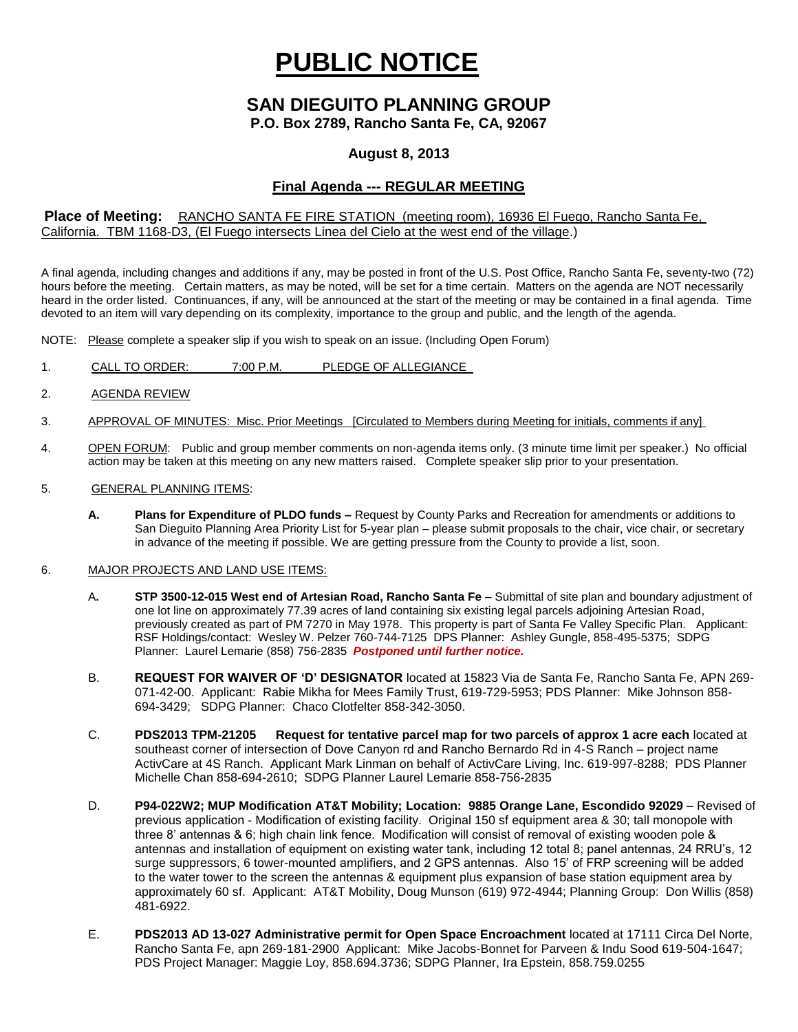# PUBLIC NOTICE

## SAN DIEGUITO PLANNING GROUP

**P.O. Box 2789, Rancho Santa Fe, CA, 92067**

**August 8, 2013**

**Final Agenda --- REGULAR MEETING**

**Place of Meeting:** RANCHO SANTA FE FIRE STATION (meeting room), 16936 El Fuego, Rancho Santa Fe, California. TBM 1168-D3, (El Fuego intersects Linea del Cielo at the west end of the village.)

A final agenda, including changes and additions if any, may be posted in front of the U.S. Post Office, Rancho Santa Fe, seventy-two (72) hours before the meeting. Certain matters, as may be noted, will be set for a time certain. Matters on the agenda are NOT necessarily heard in the order listed. Continuances, if any, will be announced at the start of the meeting or may be contained in a final agenda. Time devoted to an item will vary depending on its complexity, importance to the group and public, and the length of the agenda.

NOTE: Please complete a speaker slip if you wish to speak on an issue. (Including Open Forum)

1. CALL TO ORDER: 7:00 P.M. PLEDGE OF ALLEGIANCE

2. AGENDA REVIEW

3. APPROVAL OF MINUTES: Misc. Prior Meetings [Circulated to Members during Meeting for initials, comments if any]

4. OPEN FORUM: Public and group member comments on non-agenda items only. (3 minute time limit per speaker.) No official action may be taken at this meeting on any new matters raised. Complete speaker slip prior to your presentation.

5. GENERAL PLANNING ITEMS:

   **A. Plans for Expenditure of PLDO funds –** Request by County Parks and Recreation for amendments or additions to San Dieguito Planning Area Priority List for 5-year plan – please submit proposals to the chair, vice chair, or secretary in advance of the meeting if possible. We are getting pressure from the County to provide a list, soon.

6. MAJOR PROJECTS AND LAND USE ITEMS:

   A**. STP 3500-12-015 West end of Artesian Road, Rancho Santa Fe** – Submittal of site plan and boundary adjustment of one lot line on approximately 77.39 acres of land containing six existing legal parcels adjoining Artesian Road, previously created as part of PM 7270 in May 1978. This property is part of Santa Fe Valley Specific Plan. Applicant: RSF Holdings/contact: Wesley W. Pelzer 760-744-7125 DPS Planner: Ashley Gungle, 858-495-5375; SDPG Planner: Laurel Lemarie (858) 756-2835 ***Postponed until further notice.***

   B. **REQUEST FOR WAIVER OF 'D' DESIGNATOR** located at 15823 Via de Santa Fe, Rancho Santa Fe, APN 269-071-42-00. Applicant: Rabie Mikha for Mees Family Trust, 619-729-5953; PDS Planner: Mike Johnson 858-694-3429; SDPG Planner: Chaco Clotfelter 858-342-3050.

   C. **PDS2013 TPM-21205 Request for tentative parcel map for two parcels of approx 1 acre each** located at southeast corner of intersection of Dove Canyon rd and Rancho Bernardo Rd in 4-S Ranch – project name ActivCare at 4S Ranch. Applicant Mark Linman on behalf of ActivCare Living, Inc. 619-997-8288; PDS Planner Michelle Chan 858-694-2610; SDPG Planner Laurel Lemarie 858-756-2835

   D. **P94-022W2; MUP Modification AT&T Mobility; Location: 9885 Orange Lane, Escondido 92029** – Revised of previous application - Modification of existing facility. Original 150 sf equipment area & 30; tall monopole with three 8' antennas & 6; high chain link fence. Modification will consist of removal of existing wooden pole & antennas and installation of equipment on existing water tank, including 12 total 8; panel antennas, 24 RRU's, 12 surge suppressors, 6 tower-mounted amplifiers, and 2 GPS antennas. Also 15' of FRP screening will be added to the water tower to the screen the antennas & equipment plus expansion of base station equipment area by approximately 60 sf. Applicant: AT&T Mobility, Doug Munson (619) 972-4944; Planning Group: Don Willis (858) 481-6922.

   E. **PDS2013 AD 13-027 Administrative permit for Open Space Encroachment** located at 17111 Circa Del Norte, Rancho Santa Fe, apn 269-181-2900 Applicant: Mike Jacobs-Bonnet for Parveen & Indu Sood 619-504-1647; PDS Project Manager: Maggie Loy, 858.694.3736; SDPG Planner, Ira Epstein, 858.759.0255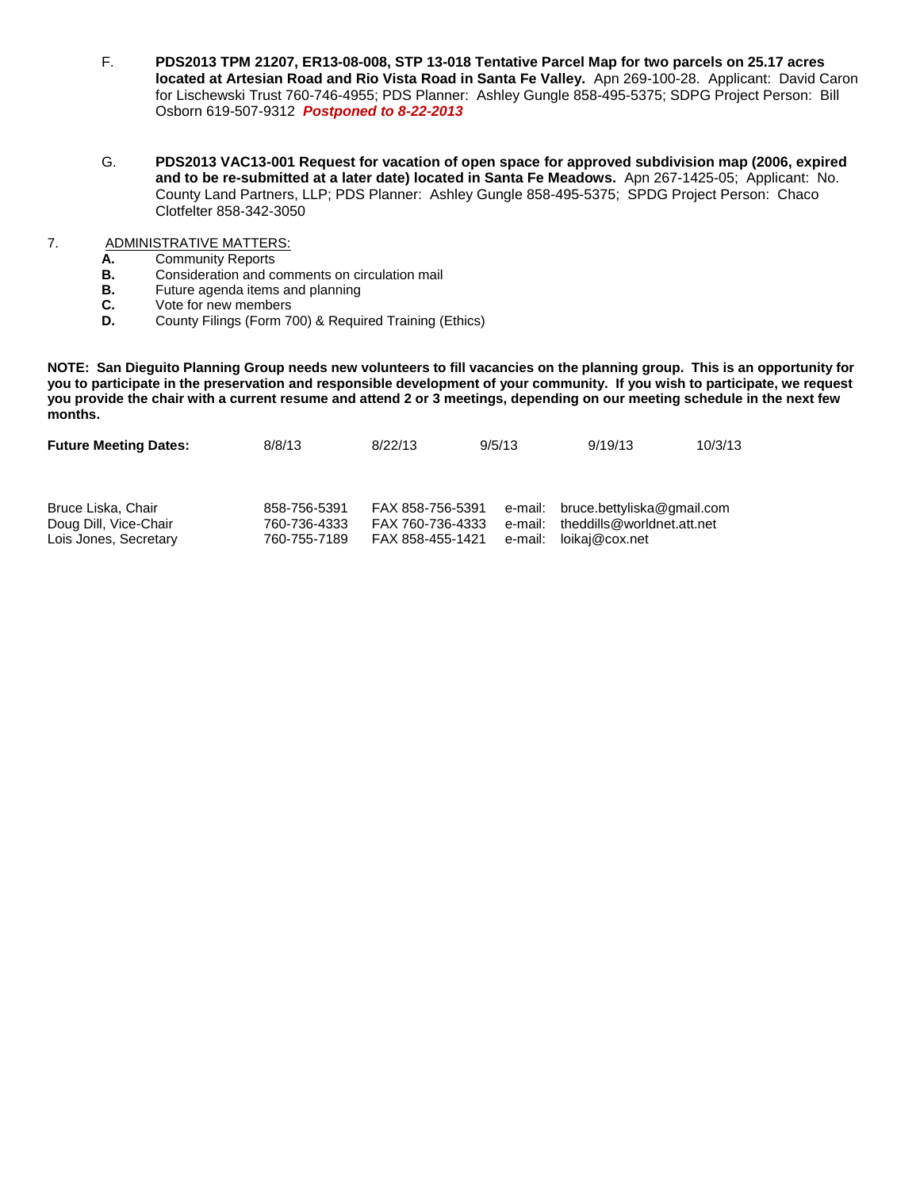F. **PDS2013 TPM 21207, ER13-08-008, STP 13-018 Tentative Parcel Map for two parcels on 25.17 acres located at Artesian Road and Rio Vista Road in Santa Fe Valley.** Apn 269-100-28. Applicant: David Caron for Lischewski Trust 760-746-4955; PDS Planner: Ashley Gungle 858-495-5375; SDPG Project Person: Bill Osborn 619-507-9312 ***Postponed to 8-22-2013***

G. **PDS2013 VAC13-001 Request for vacation of open space for approved subdivision map (2006, expired and to be re-submitted at a later date) located in Santa Fe Meadows.** Apn 267-1425-05; Applicant: No. County Land Partners, LLP; PDS Planner: Ashley Gungle 858-495-5375; SPDG Project Person: Chaco Clotfelter 858-342-3050

7. ADMINISTRATIVE MATTERS:
   - **A.** Community Reports
   - **B.** Consideration and comments on circulation mail
   - **B.** Future agenda items and planning
   - **C.** Vote for new members
   - **D.** County Filings (Form 700) & Required Training (Ethics)

**NOTE: San Dieguito Planning Group needs new volunteers to fill vacancies on the planning group. This is an opportunity for you to participate in the preservation and responsible development of your community. If you wish to participate, we request you provide the chair with a current resume and attend 2 or 3 meetings, depending on our meeting schedule in the next few months.**

| | | | | | |
|---|---|---|---|---|---|
| **Future Meeting Dates:** | 8/8/13 | 8/22/13 | 9/5/13 | 9/19/13 | 10/3/13 |

| | | | |
|---|---|---|---|
| Bruce Liska, Chair | 858-756-5391 | FAX 858-756-5391 | e-mail: bruce.bettyliska@gmail.com |
| Doug Dill, Vice-Chair | 760-736-4333 | FAX 760-736-4333 | e-mail: theddills@worldnet.att.net |
| Lois Jones, Secretary | 760-755-7189 | FAX 858-455-1421 | e-mail: loikaj@cox.net |